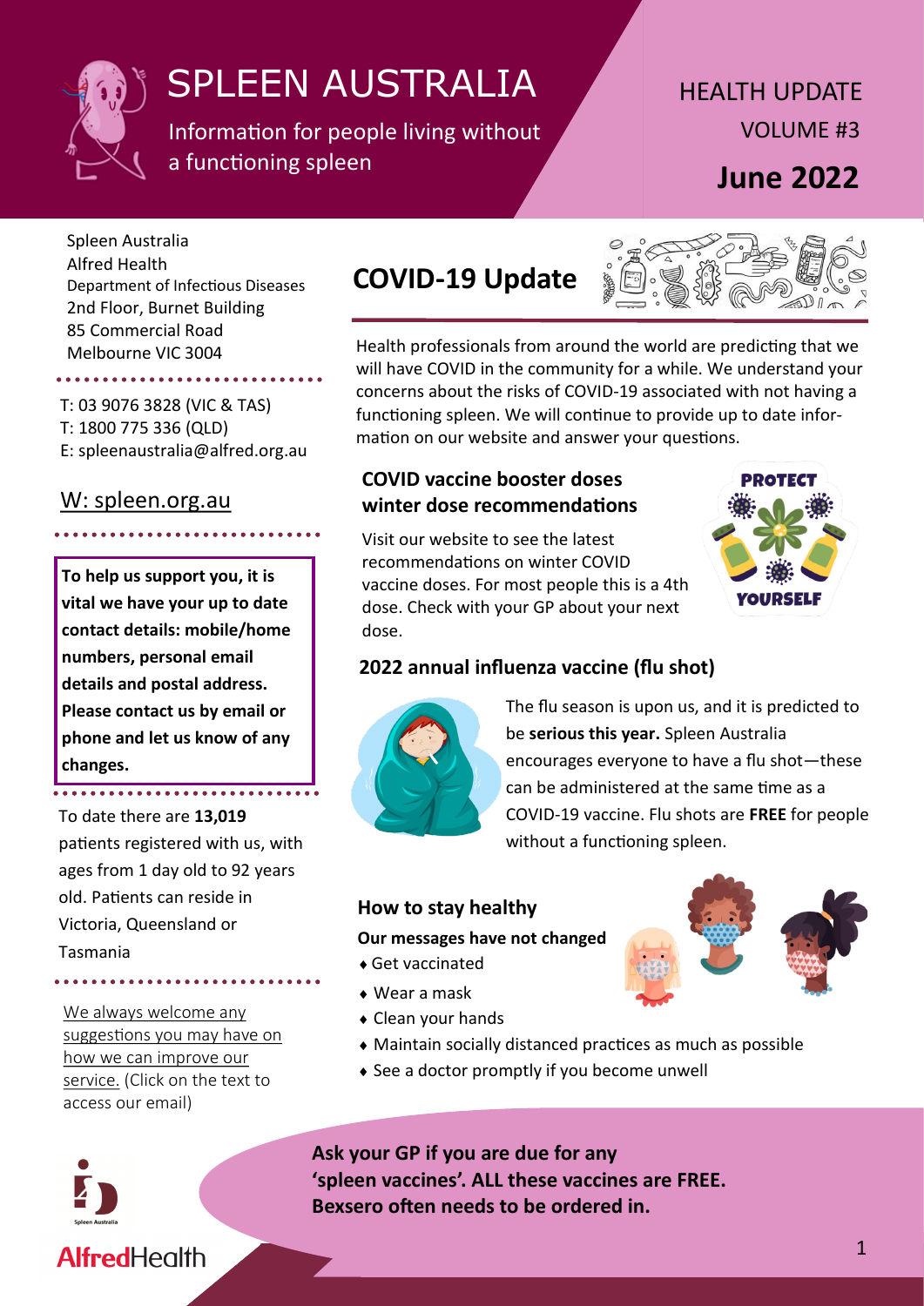# SPLEEN AUSTRALIA

Information for people living without a functioning spleen

HEALTH UPDATE

VOLUME #3

**June 2022**

Spleen Australia
Alfred Health
Department of Infectious Diseases
2nd Floor, Burnet Building
85 Commercial Road
Melbourne VIC 3004

T: 03 9076 3828 (VIC & TAS)
T: 1800 775 336 (QLD)
E: spleenaustralia@alfred.org.au

W: spleen.org.au

**To help us support you, it is vital we have your up to date contact details: mobile/home numbers, personal email details and postal address. Please contact us by email or phone and let us know of any changes.**

To date there are **13,019** patients registered with us, with ages from 1 day old to 92 years old. Patients can reside in Victoria, Queensland or Tasmania

We always welcome any suggestions you may have on how we can improve our service. (Click on the text to access our email)

## COVID-19 Update

Health professionals from around the world are predicting that we will have COVID in the community for a while. We understand your concerns about the risks of COVID-19 associated with not having a functioning spleen. We will continue to provide up to date information on our website and answer your questions.

### COVID vaccine booster doses winter dose recommendations

Visit our website to see the latest recommendations on winter COVID vaccine doses. For most people this is a 4th dose. Check with your GP about your next dose.

PROTECT YOURSELF

### 2022 annual influenza vaccine (flu shot)

The flu season is upon us, and it is predicted to be **serious this year.** Spleen Australia encourages everyone to have a flu shot—these can be administered at the same time as a COVID-19 vaccine. Flu shots are **FREE** for people without a functioning spleen.

### How to stay healthy

**Our messages have not changed**

- Get vaccinated
- Wear a mask
- Clean your hands
- Maintain socially distanced practices as much as possible
- See a doctor promptly if you become unwell

**Ask your GP if you are due for any 'spleen vaccines'. ALL these vaccines are FREE. Bexsero often needs to be ordered in.**

AlfredHealth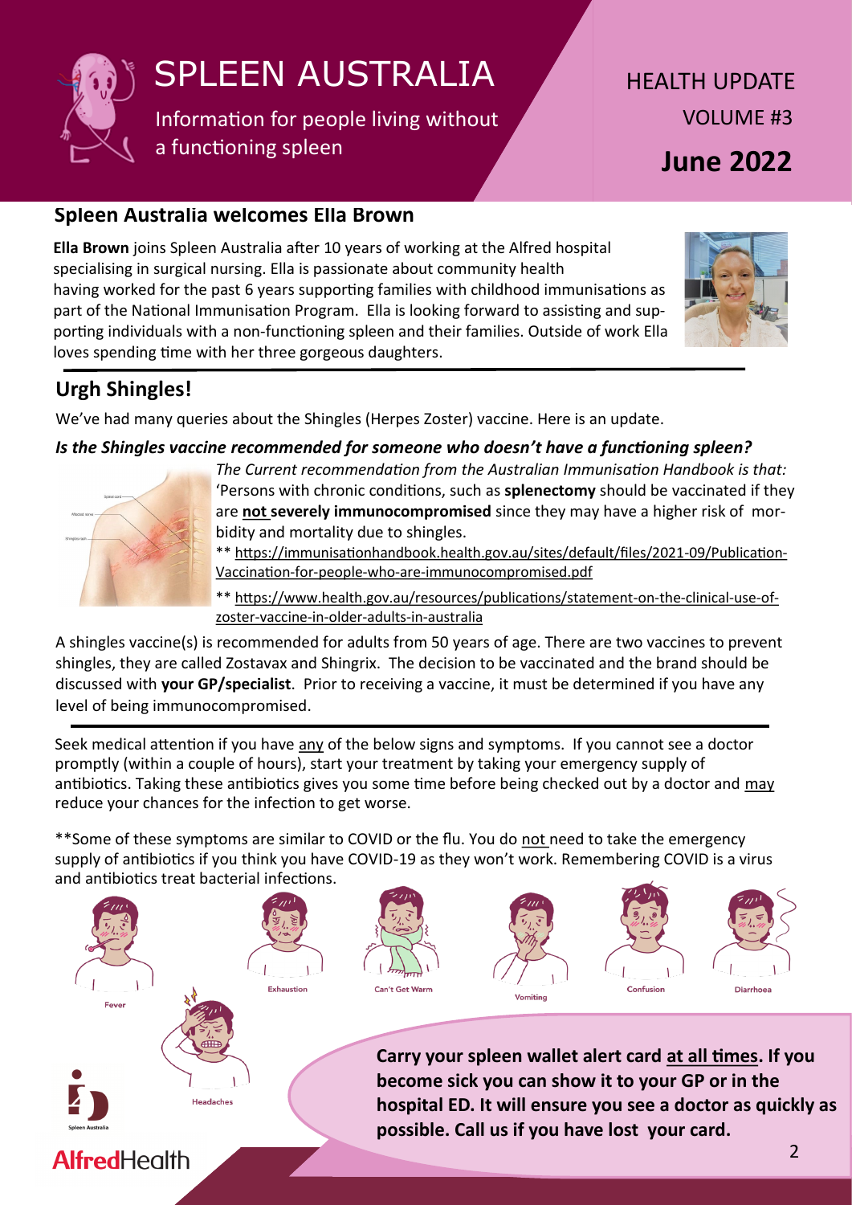# SPLEEN AUSTRALIA

Information for people living without a functioning spleen

HEALTH UPDATE
VOLUME #3
**June 2022**

## Spleen Australia welcomes Ella Brown

**Ella Brown** joins Spleen Australia after 10 years of working at the Alfred hospital specialising in surgical nursing. Ella is passionate about community health having worked for the past 6 years supporting families with childhood immunisations as part of the National Immunisation Program. Ella is looking forward to assisting and supporting individuals with a non-functioning spleen and their families. Outside of work Ella loves spending time with her three gorgeous daughters.

## Urgh Shingles!

We've had many queries about the Shingles (Herpes Zoster) vaccine. Here is an update.

### *Is the Shingles vaccine recommended for someone who doesn't have a functioning spleen?*

*The Current recommendation from the Australian Immunisation Handbook is that:* 'Persons with chronic conditions, such as **splenectomy** should be vaccinated if they are **not severely immunocompromised** since they may have a higher risk of morbidity and mortality due to shingles.

** https://immunisationhandbook.health.gov.au/sites/default/files/2021-09/Publication-Vaccination-for-people-who-are-immunocompromised.pdf

** https://www.health.gov.au/resources/publications/statement-on-the-clinical-use-of-zoster-vaccine-in-older-adults-in-australia

A shingles vaccine(s) is recommended for adults from 50 years of age. There are two vaccines to prevent shingles, they are called Zostavax and Shingrix. The decision to be vaccinated and the brand should be discussed with **your GP/specialist**. Prior to receiving a vaccine, it must be determined if you have any level of being immunocompromised.

---

Seek medical attention if you have any of the below signs and symptoms. If you cannot see a doctor promptly (within a couple of hours), start your treatment by taking your emergency supply of antibiotics. Taking these antibiotics gives you some time before being checked out by a doctor and may reduce your chances for the infection to get worse.

**Some of these symptoms are similar to COVID or the flu. You do not need to take the emergency supply of antibiotics if you think you have COVID-19 as they won't work. Remembering COVID is a virus and antibiotics treat bacterial infections.

- Fever
- Exhaustion
- Can't Get Warm
- Vomiting
- Confusion
- Diarrhoea
- Headaches

**Carry your spleen wallet alert card at all times. If you become sick you can show it to your GP or in the hospital ED. It will ensure you see a doctor as quickly as possible. Call us if you have lost your card.**

Spleen Australia

AlfredHealth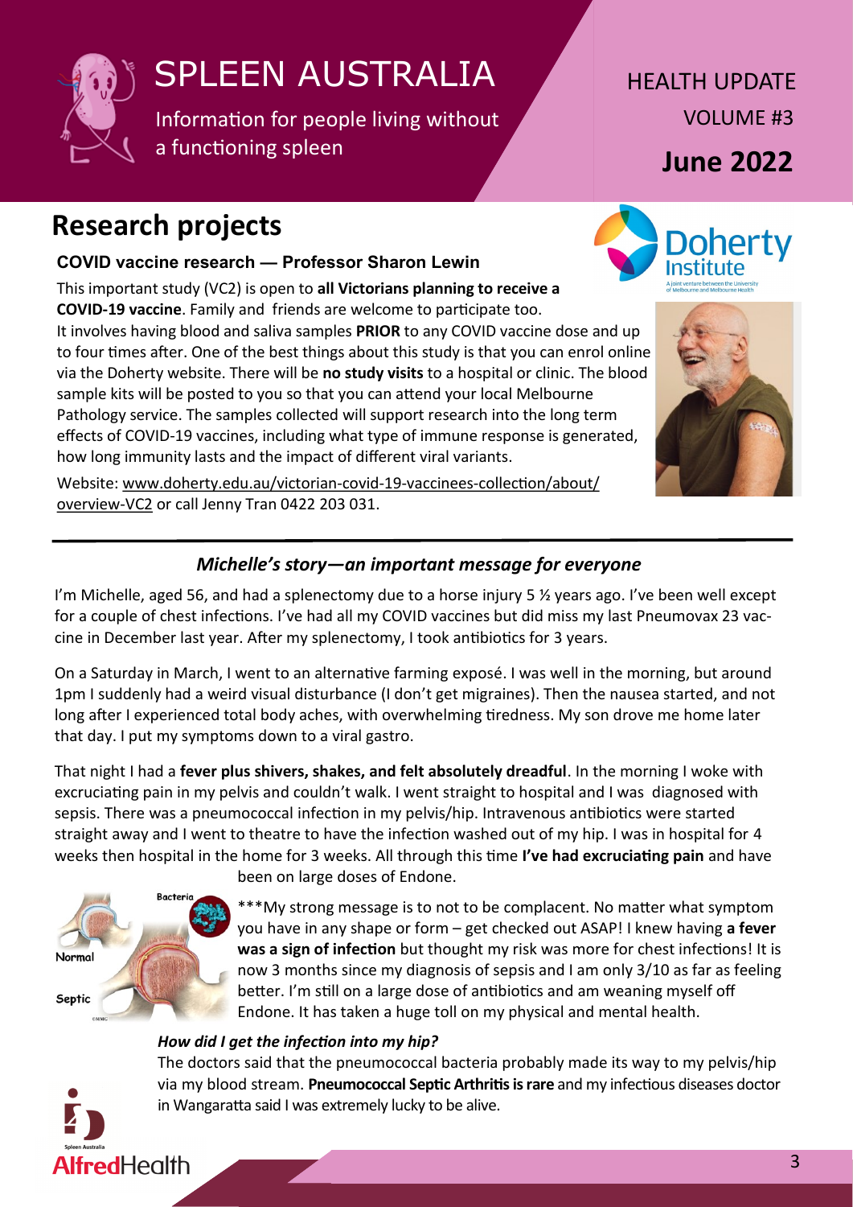# SPLEEN AUSTRALIA

Information for people living without a functioning spleen

HEALTH UPDATE

VOLUME #3

**June 2022**

## Research projects

### COVID vaccine research — Professor Sharon Lewin

This important study (VC2) is open to **all Victorians planning to receive a COVID-19 vaccine**. Family and friends are welcome to participate too.

It involves having blood and saliva samples **PRIOR** to any COVID vaccine dose and up to four times after. One of the best things about this study is that you can enrol online via the Doherty website. There will be **no study visits** to a hospital or clinic. The blood sample kits will be posted to you so that you can attend your local Melbourne Pathology service. The samples collected will support research into the long term effects of COVID-19 vaccines, including what type of immune response is generated, how long immunity lasts and the impact of different viral variants.

Website: www.doherty.edu.au/victorian-covid-19-vaccinees-collection/about/overview-VC2 or call Jenny Tran 0422 203 031.

### *Michelle's story—an important message for everyone*

I'm Michelle, aged 56, and had a splenectomy due to a horse injury 5 ½ years ago. I've been well except for a couple of chest infections. I've had all my COVID vaccines but did miss my last Pneumovax 23 vaccine in December last year. After my splenectomy, I took antibiotics for 3 years.

On a Saturday in March, I went to an alternative farming exposé. I was well in the morning, but around 1pm I suddenly had a weird visual disturbance (I don't get migraines). Then the nausea started, and not long after I experienced total body aches, with overwhelming tiredness. My son drove me home later that day. I put my symptoms down to a viral gastro.

That night I had a **fever plus shivers, shakes, and felt absolutely dreadful**. In the morning I woke with excruciating pain in my pelvis and couldn't walk. I went straight to hospital and I was diagnosed with sepsis. There was a pneumococcal infection in my pelvis/hip. Intravenous antibiotics were started straight away and I went to theatre to have the infection washed out of my hip. I was in hospital for 4 weeks then hospital in the home for 3 weeks. All through this time **I've had excruciating pain** and have been on large doses of Endone.

***My strong message is to not to be complacent. No matter what symptom you have in any shape or form – get checked out ASAP! I knew having **a fever was a sign of infection** but thought my risk was more for chest infections! It is now 3 months since my diagnosis of sepsis and I am only 3/10 as far as feeling better. I'm still on a large dose of antibiotics and am weaning myself off Endone. It has taken a huge toll on my physical and mental health.

#### *How did I get the infection into my hip?*

The doctors said that the pneumococcal bacteria probably made its way to my pelvis/hip via my blood stream. **Pneumococcal Septic Arthritis is rare** and my infectious diseases doctor in Wangaratta said I was extremely lucky to be alive.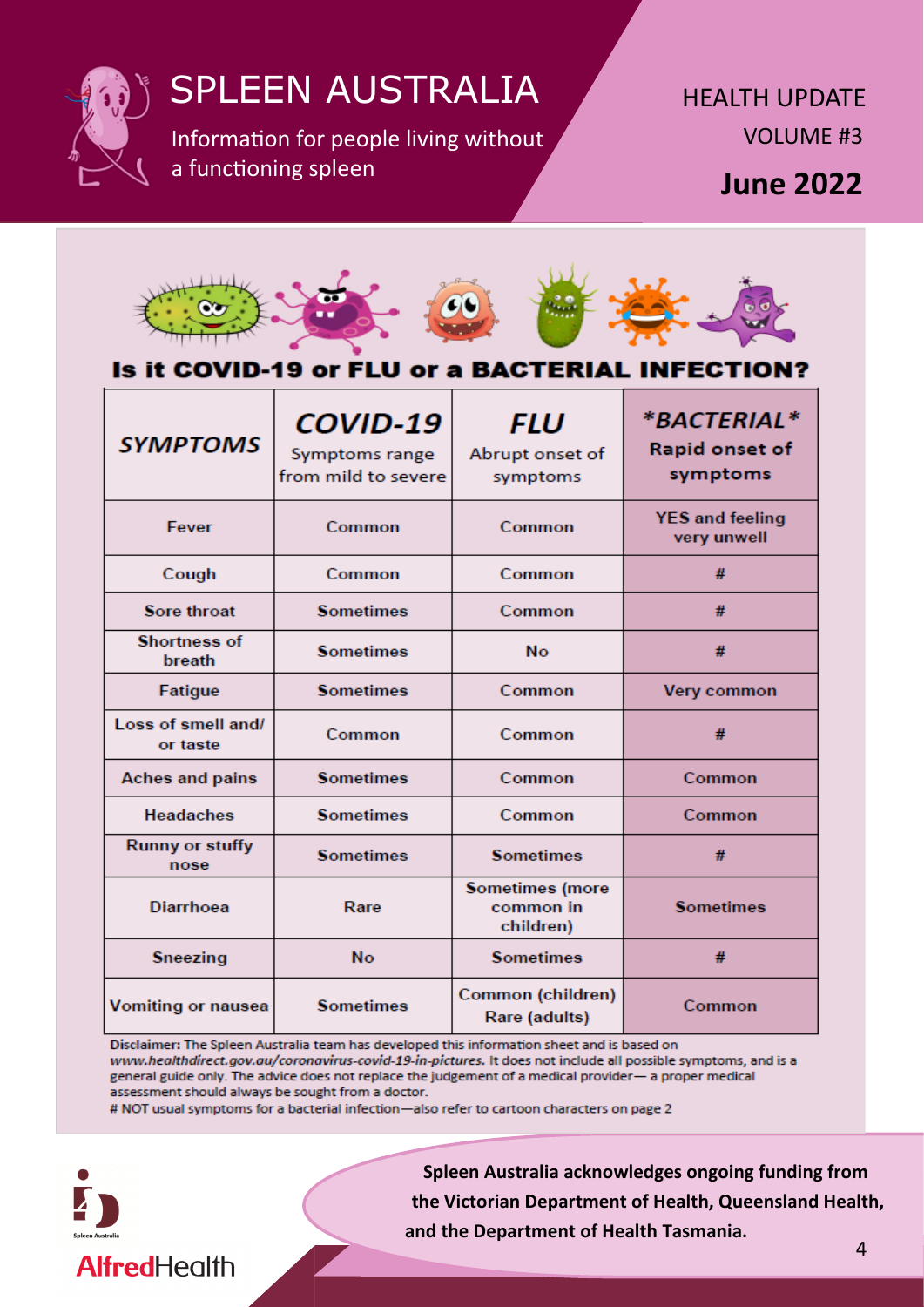# SPLEEN AUSTRALIA

Information for people living without a functioning spleen

HEALTH UPDATE

VOLUME #3

**June 2022**

## Is it COVID-19 or FLU or a BACTERIAL INFECTION?

| *SYMPTOMS* | *COVID-19* Symptoms range from mild to severe | *FLU* Abrupt onset of symptoms | *\*BACTERIAL\** Rapid onset of symptoms |
|---|---|---|---|
| Fever | Common | Common | YES and feeling very unwell |
| Cough | Common | Common | # |
| Sore throat | Sometimes | Common | # |
| Shortness of breath | Sometimes | No | # |
| Fatigue | Sometimes | Common | Very common |
| Loss of smell and/ or taste | Common | Common | # |
| Aches and pains | Sometimes | Common | Common |
| Headaches | Sometimes | Common | Common |
| Runny or stuffy nose | Sometimes | Sometimes | # |
| Diarrhoea | Rare | Sometimes (more common in children) | Sometimes |
| Sneezing | No | Sometimes | # |
| Vomiting or nausea | Sometimes | Common (children) Rare (adults) | Common |

**Disclaimer:** The Spleen Australia team has developed this information sheet and is based on *www.healthdirect.gov.au/coronavirus-covid-19-in-pictures.* It does not include all possible symptoms, and is a general guide only. The advice does not replace the judgement of a medical provider— a proper medical assessment should always be sought from a doctor.

# NOT usual symptoms for a bacterial infection—also refer to cartoon characters on page 2

Spleen Australia

AlfredHealth

**Spleen Australia acknowledges ongoing funding from the Victorian Department of Health, Queensland Health, and the Department of Health Tasmania.**